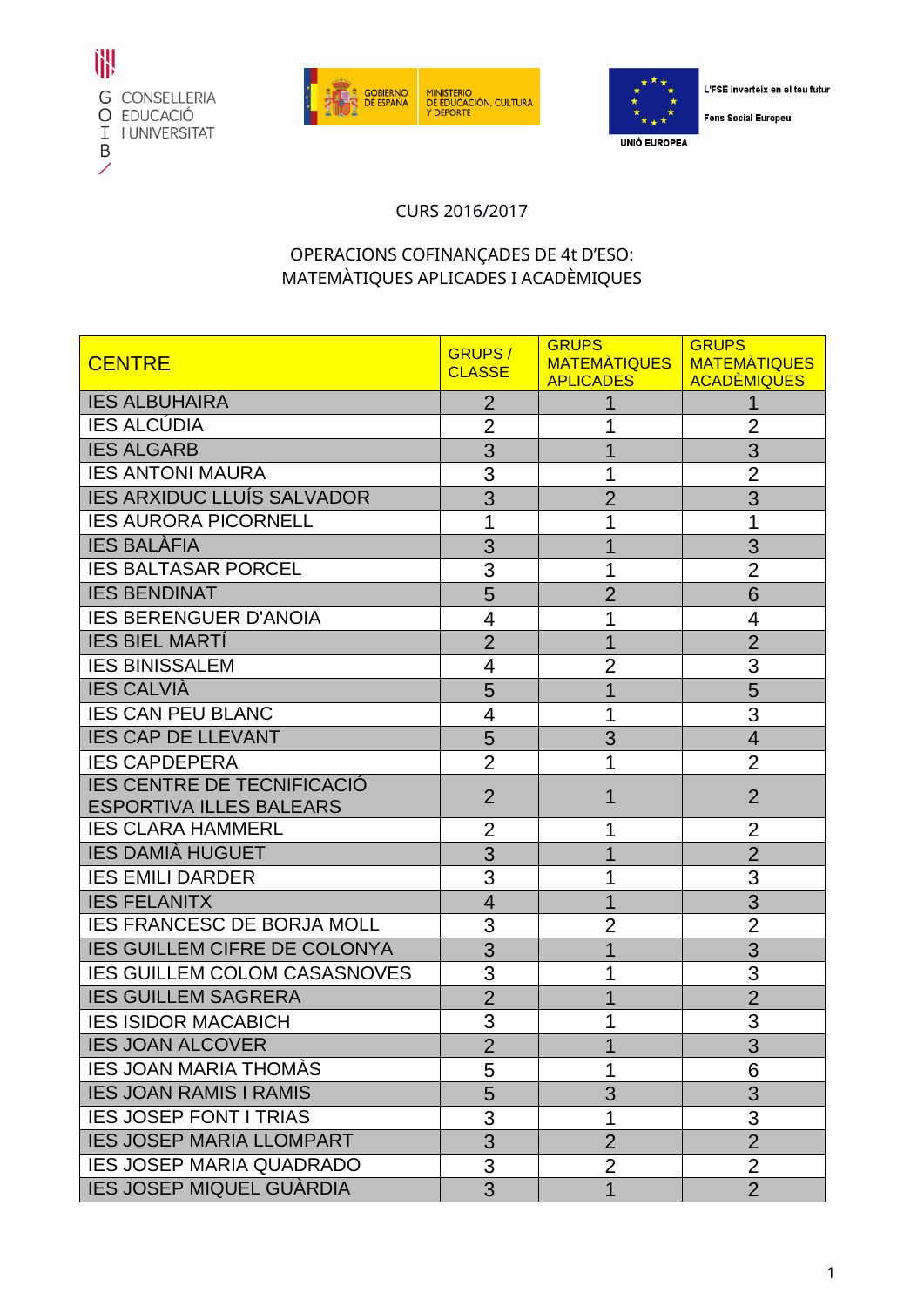G CONSELLERIA
O EDUCACIÓ
I I UNIVERSITAT
B

GOBIERNO DE ESPAÑA — MINISTERIO DE EDUCACIÓN, CULTURA Y DEPORTE

UNIÓ EUROPEA — L'FSE inverteix en el teu futur — Fons Social Europeu

CURS 2016/2017

OPERACIONS COFINANÇADES DE 4t D'ESO:
MATEMÀTIQUES APLICADES I ACADÈMIQUES

| CENTRE | GRUPS / CLASSE | GRUPS MATEMÀTIQUES APLICADES | GRUPS MATEMÀTIQUES ACADÈMIQUES |
|---|---|---|---|
| IES ALBUHAIRA | 2 | 1 | 1 |
| IES ALCÚDIA | 2 | 1 | 2 |
| IES ALGARB | 3 | 1 | 3 |
| IES ANTONI MAURA | 3 | 1 | 2 |
| IES ARXIDUC LLUÍS SALVADOR | 3 | 2 | 3 |
| IES AURORA PICORNELL | 1 | 1 | 1 |
| IES BALÀFIA | 3 | 1 | 3 |
| IES BALTASAR PORCEL | 3 | 1 | 2 |
| IES BENDINAT | 5 | 2 | 6 |
| IES BERENGUER D'ANOIA | 4 | 1 | 4 |
| IES BIEL MARTÍ | 2 | 1 | 2 |
| IES BINISSALEM | 4 | 2 | 3 |
| IES CALVIÀ | 5 | 1 | 5 |
| IES CAN PEU BLANC | 4 | 1 | 3 |
| IES CAP DE LLEVANT | 5 | 3 | 4 |
| IES CAPDEPERA | 2 | 1 | 2 |
| IES CENTRE DE TECNIFICACIÓ ESPORTIVA ILLES BALEARS | 2 | 1 | 2 |
| IES CLARA HAMMERL | 2 | 1 | 2 |
| IES DAMIÀ HUGUET | 3 | 1 | 2 |
| IES EMILI DARDER | 3 | 1 | 3 |
| IES FELANITX | 4 | 1 | 3 |
| IES FRANCESC DE BORJA MOLL | 3 | 2 | 2 |
| IES GUILLEM CIFRE DE COLONYA | 3 | 1 | 3 |
| IES GUILLEM COLOM CASASNOVES | 3 | 1 | 3 |
| IES GUILLEM SAGRERA | 2 | 1 | 2 |
| IES ISIDOR MACABICH | 3 | 1 | 3 |
| IES JOAN ALCOVER | 2 | 1 | 3 |
| IES JOAN MARIA THOMÀS | 5 | 1 | 6 |
| IES JOAN RAMIS I RAMIS | 5 | 3 | 3 |
| IES JOSEP FONT I TRIAS | 3 | 1 | 3 |
| IES JOSEP MARIA LLOMPART | 3 | 2 | 2 |
| IES JOSEP MARIA QUADRADO | 3 | 2 | 2 |
| IES JOSEP MIQUEL GUÀRDIA | 3 | 1 | 2 |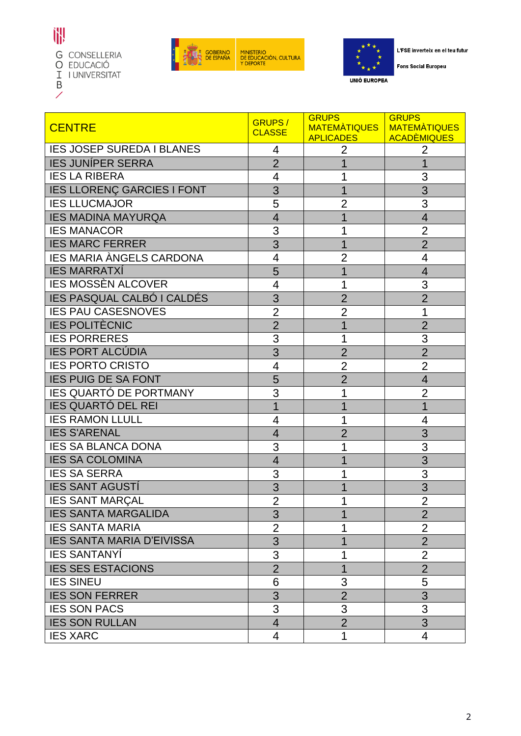| CENTRE | GRUPS / CLASSE | GRUPS MATEMÀTIQUES APLICADES | GRUPS MATEMÀTIQUES ACADÈMIQUES |
|---|---|---|---|
| IES JOSEP SUREDA I BLANES | 4 | 2 | 2 |
| IES JUNÍPER SERRA | 2 | 1 | 1 |
| IES LA RIBERA | 4 | 1 | 3 |
| IES LLORENÇ GARCIES I FONT | 3 | 1 | 3 |
| IES LLUCMAJOR | 5 | 2 | 3 |
| IES MADINA MAYURQA | 4 | 1 | 4 |
| IES MANACOR | 3 | 1 | 2 |
| IES MARC FERRER | 3 | 1 | 2 |
| IES MARIA ÀNGELS CARDONA | 4 | 2 | 4 |
| IES MARRATXÍ | 5 | 1 | 4 |
| IES MOSSÈN ALCOVER | 4 | 1 | 3 |
| IES PASQUAL CALBÓ I CALDÉS | 3 | 2 | 2 |
| IES PAU CASESNOVES | 2 | 2 | 1 |
| IES POLITÈCNIC | 2 | 1 | 2 |
| IES PORRERES | 3 | 1 | 3 |
| IES PORT ALCÚDIA | 3 | 2 | 2 |
| IES PORTO CRISTO | 4 | 2 | 2 |
| IES PUIG DE SA FONT | 5 | 2 | 4 |
| IES QUARTÓ DE PORTMANY | 3 | 1 | 2 |
| IES QUARTÓ DEL REI | 1 | 1 | 1 |
| IES RAMON LLULL | 4 | 1 | 4 |
| IES S'ARENAL | 4 | 2 | 3 |
| IES SA BLANCA DONA | 3 | 1 | 3 |
| IES SA COLOMINA | 4 | 1 | 3 |
| IES SA SERRA | 3 | 1 | 3 |
| IES SANT AGUSTÍ | 3 | 1 | 3 |
| IES SANT MARÇAL | 2 | 1 | 2 |
| IES SANTA MARGALIDA | 3 | 1 | 2 |
| IES SANTA MARIA | 2 | 1 | 2 |
| IES SANTA MARIA D'EIVISSA | 3 | 1 | 2 |
| IES SANTANYÍ | 3 | 1 | 2 |
| IES SES ESTACIONS | 2 | 1 | 2 |
| IES SINEU | 6 | 3 | 5 |
| IES SON FERRER | 3 | 2 | 3 |
| IES SON PACS | 3 | 3 | 3 |
| IES SON RULLAN | 4 | 2 | 3 |
| IES XARC | 4 | 1 | 4 |